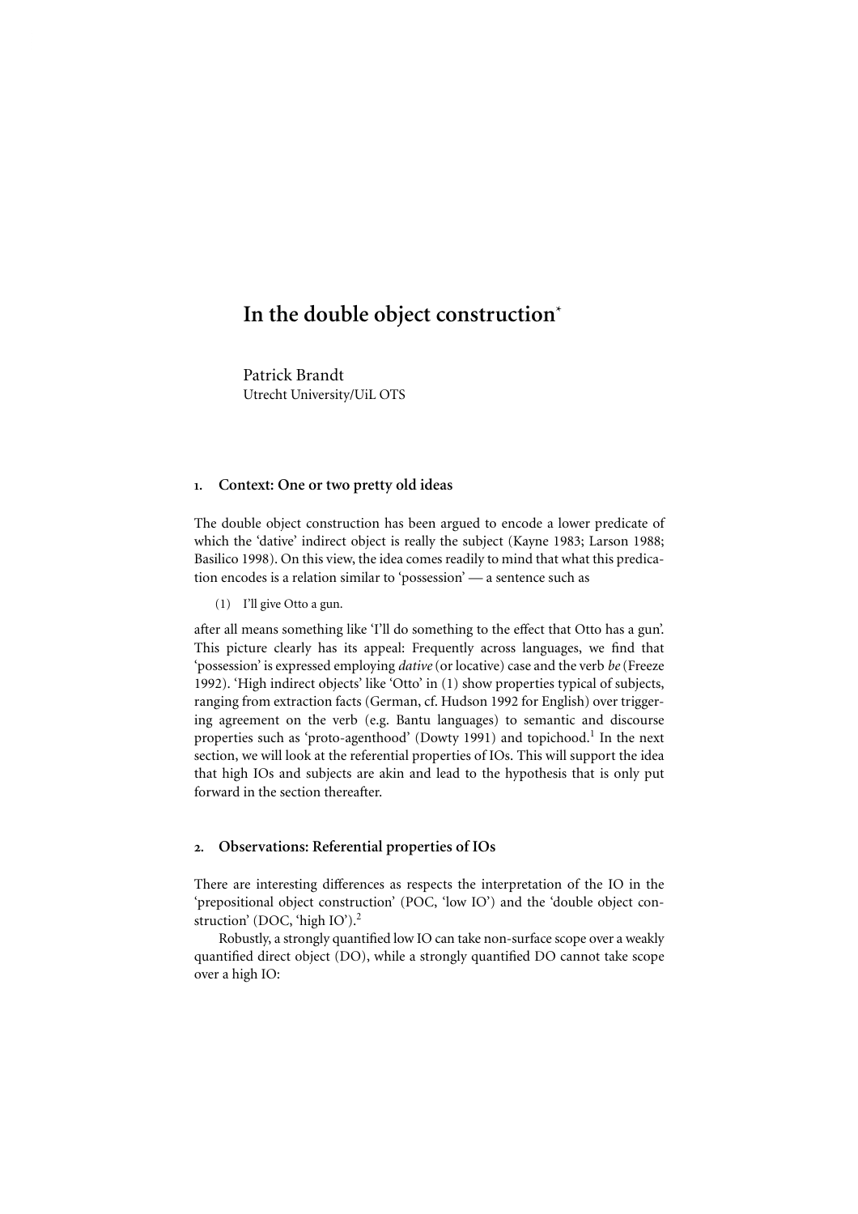# In the double object construction[*]

Patrick Brandt
Utrecht University/UiL OTS

## 1. Context: One or two pretty old ideas

The double object construction has been argued to encode a lower predicate of which the 'dative' indirect object is really the subject (Kayne 1983; Larson 1988; Basilico 1998). On this view, the idea comes readily to mind that what this predication encodes is a relation similar to 'possession' — a sentence such as

(1) I'll give Otto a gun.

after all means something like 'I'll do something to the effect that Otto has a gun'. This picture clearly has its appeal: Frequently across languages, we find that 'possession' is expressed employing *dative* (or locative) case and the verb *be* (Freeze 1992). 'High indirect objects' like 'Otto' in (1) show properties typical of subjects, ranging from extraction facts (German, cf. Hudson 1992 for English) over triggering agreement on the verb (e.g. Bantu languages) to semantic and discourse properties such as 'proto-agenthood' (Dowty 1991) and topichood.[1] In the next section, we will look at the referential properties of IOs. This will support the idea that high IOs and subjects are akin and lead to the hypothesis that is only put forward in the section thereafter.

## 2. Observations: Referential properties of IOs

There are interesting differences as respects the interpretation of the IO in the 'prepositional object construction' (POC, 'low IO') and the 'double object construction' (DOC, 'high IO').[2]

Robustly, a strongly quantified low IO can take non-surface scope over a weakly quantified direct object (DO), while a strongly quantified DO cannot take scope over a high IO: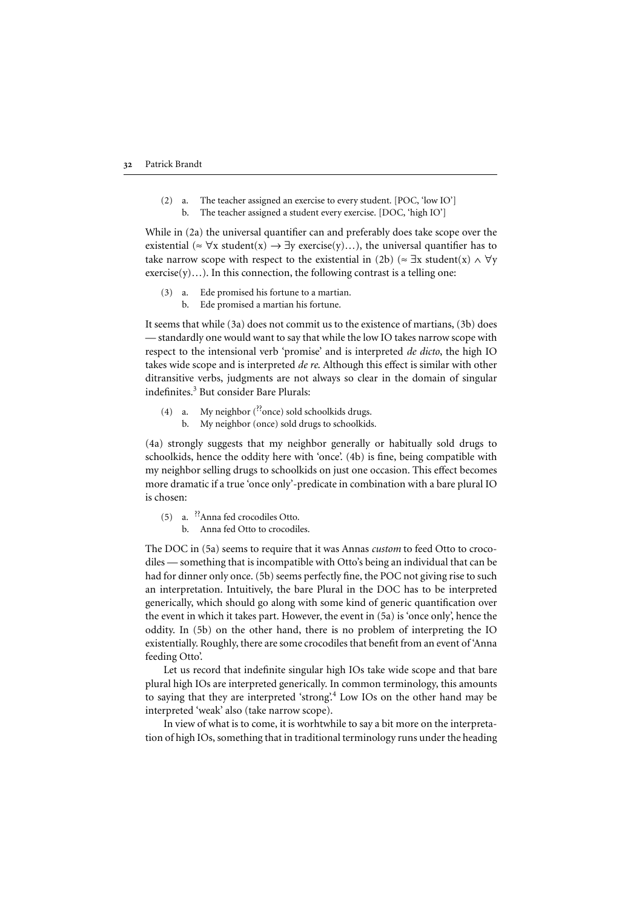(2) a. The teacher assigned an exercise to every student. [POC, 'low IO']
   b. The teacher assigned a student every exercise. [DOC, 'high IO']

While in (2a) the universal quantifier can and preferably does take scope over the existential ($\approx \forall x$ student(x) $\rightarrow \exists y$ exercise(y)…), the universal quantifier has to take narrow scope with respect to the existential in (2b) ($\approx \exists x$ student(x) $\wedge \forall y$ exercise(y)…). In this connection, the following contrast is a telling one:

(3) a. Ede promised his fortune to a martian.
   b. Ede promised a martian his fortune.

It seems that while (3a) does not commit us to the existence of martians, (3b) does — standardly one would want to say that while the low IO takes narrow scope with respect to the intensional verb 'promise' and is interpreted *de dicto*, the high IO takes wide scope and is interpreted *de re*. Although this effect is similar with other ditransitive verbs, judgments are not always so clear in the domain of singular indefinites.[3] But consider Bare Plurals:

(4) a. My neighbor (??once) sold schoolkids drugs.
   b. My neighbor (once) sold drugs to schoolkids.

(4a) strongly suggests that my neighbor generally or habitually sold drugs to schoolkids, hence the oddity here with 'once'. (4b) is fine, being compatible with my neighbor selling drugs to schoolkids on just one occasion. This effect becomes more dramatic if a true 'once only'-predicate in combination with a bare plural IO is chosen:

(5) a. ??Anna fed crocodiles Otto.
   b. Anna fed Otto to crocodiles.

The DOC in (5a) seems to require that it was Annas *custom* to feed Otto to crocodiles — something that is incompatible with Otto's being an individual that can be had for dinner only once. (5b) seems perfectly fine, the POC not giving rise to such an interpretation. Intuitively, the bare Plural in the DOC has to be interpreted generically, which should go along with some kind of generic quantification over the event in which it takes part. However, the event in (5a) is 'once only', hence the oddity. In (5b) on the other hand, there is no problem of interpreting the IO existentially. Roughly, there are some crocodiles that benefit from an event of 'Anna feeding Otto'.

Let us record that indefinite singular high IOs take wide scope and that bare plural high IOs are interpreted generically. In common terminology, this amounts to saying that they are interpreted 'strong'.[4] Low IOs on the other hand may be interpreted 'weak' also (take narrow scope).

In view of what is to come, it is worhtwhile to say a bit more on the interpretation of high IOs, something that in traditional terminology runs under the heading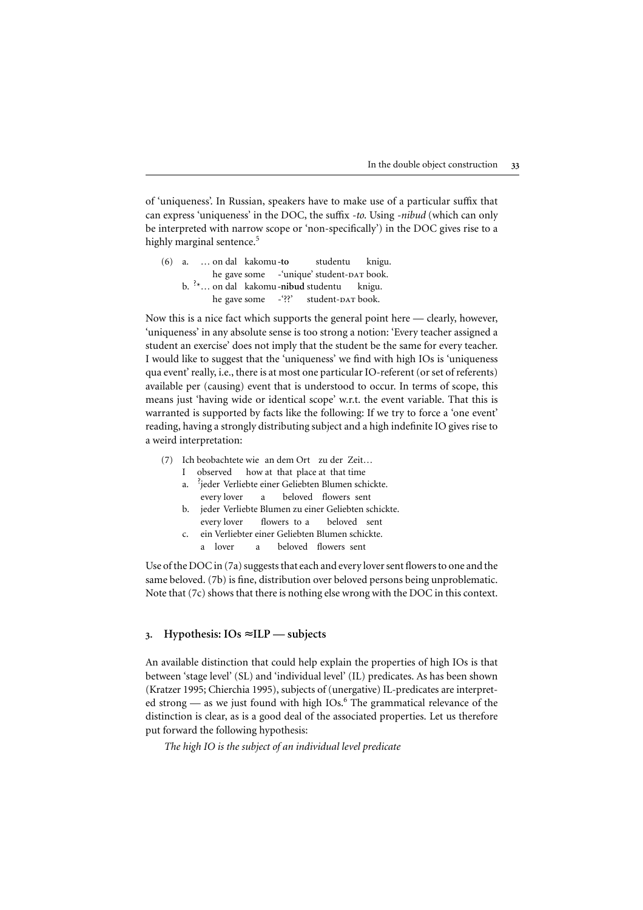of 'uniqueness'. In Russian, speakers have to make use of a particular suffix that can express 'uniqueness' in the DOC, the suffix *-to*. Using *-nibud* (which can only be interpreted with narrow scope or 'non-specifically') in the DOC gives rise to a highly marginal sentence.[5]

(6) a. … on dal kakomu-**to** studentu knigu.
he gave some -'unique' student-DAT book.

b. ?*… on dal kakomu-**nibud** studentu knigu.
he gave some -'??' student-DAT book.

Now this is a nice fact which supports the general point here — clearly, however, 'uniqueness' in any absolute sense is too strong a notion: 'Every teacher assigned a student an exercise' does not imply that the student be the same for every teacher. I would like to suggest that the 'uniqueness' we find with high IOs is 'uniqueness qua event' really, i.e., there is at most one particular IO-referent (or set of referents) available per (causing) event that is understood to occur. In terms of scope, this means just 'having wide or identical scope' w.r.t. the event variable. That this is warranted is supported by facts like the following: If we try to force a 'one event' reading, having a strongly distributing subject and a high indefinite IO gives rise to a weird interpretation:

(7) Ich beobachtete wie an dem Ort zu der Zeit…
I observed how at that place at that time

a. ?jeder Verliebte einer Geliebten Blumen schickte.
every lover a beloved flowers sent

b. jeder Verliebte Blumen zu einer Geliebten schickte.
every lover flowers to a beloved sent

c. ein Verliebter einer Geliebten Blumen schickte.
a lover a beloved flowers sent

Use of the DOC in (7a) suggests that each and every lover sent flowers to one and the same beloved. (7b) is fine, distribution over beloved persons being unproblematic. Note that (7c) shows that there is nothing else wrong with the DOC in this context.

## 3. Hypothesis: IOs ≈ILP — subjects

An available distinction that could help explain the properties of high IOs is that between 'stage level' (SL) and 'individual level' (IL) predicates. As has been shown (Kratzer 1995; Chierchia 1995), subjects of (unergative) IL-predicates are interpreted strong — as we just found with high IOs.[6] The grammatical relevance of the distinction is clear, as is a good deal of the associated properties. Let us therefore put forward the following hypothesis:

*The high IO is the subject of an individual level predicate*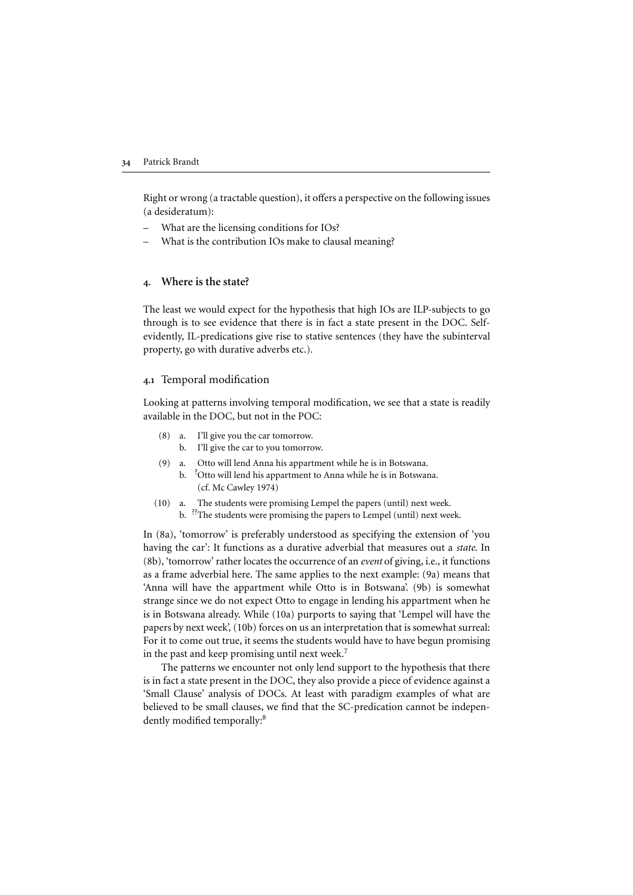Right or wrong (a tractable question), it offers a perspective on the following issues (a desideratum):

- What are the licensing conditions for IOs?
- What is the contribution IOs make to clausal meaning?

## 4. Where is the state?

The least we would expect for the hypothesis that high IOs are ILP-subjects to go through is to see evidence that there is in fact a state present in the DOC. Self-evidently, IL-predications give rise to stative sentences (they have the subinterval property, go with durative adverbs etc.).

### 4.1 Temporal modification

Looking at patterns involving temporal modification, we see that a state is readily available in the DOC, but not in the POC:

(8) a. I'll give you the car tomorrow.
    b. I'll give the car to you tomorrow.

(9) a. Otto will lend Anna his appartment while he is in Botswana.
    b. ?Otto will lend his appartment to Anna while he is in Botswana. (cf. Mc Cawley 1974)

(10) a. The students were promising Lempel the papers (until) next week.
     b. ??The students were promising the papers to Lempel (until) next week.

In (8a), 'tomorrow' is preferably understood as specifying the extension of 'you having the car': It functions as a durative adverbial that measures out a *state*. In (8b), 'tomorrow' rather locates the occurrence of an *event* of giving, i.e., it functions as a frame adverbial here. The same applies to the next example: (9a) means that 'Anna will have the appartment while Otto is in Botswana'. (9b) is somewhat strange since we do not expect Otto to engage in lending his appartment when he is in Botswana already. While (10a) purports to saying that 'Lempel will have the papers by next week', (10b) forces on us an interpretation that is somewhat surreal: For it to come out true, it seems the students would have to have begun promising in the past and keep promising until next week.[7]

The patterns we encounter not only lend support to the hypothesis that there is in fact a state present in the DOC, they also provide a piece of evidence against a 'Small Clause' analysis of DOCs. At least with paradigm examples of what are believed to be small clauses, we find that the SC-predication cannot be independently modified temporally:[8]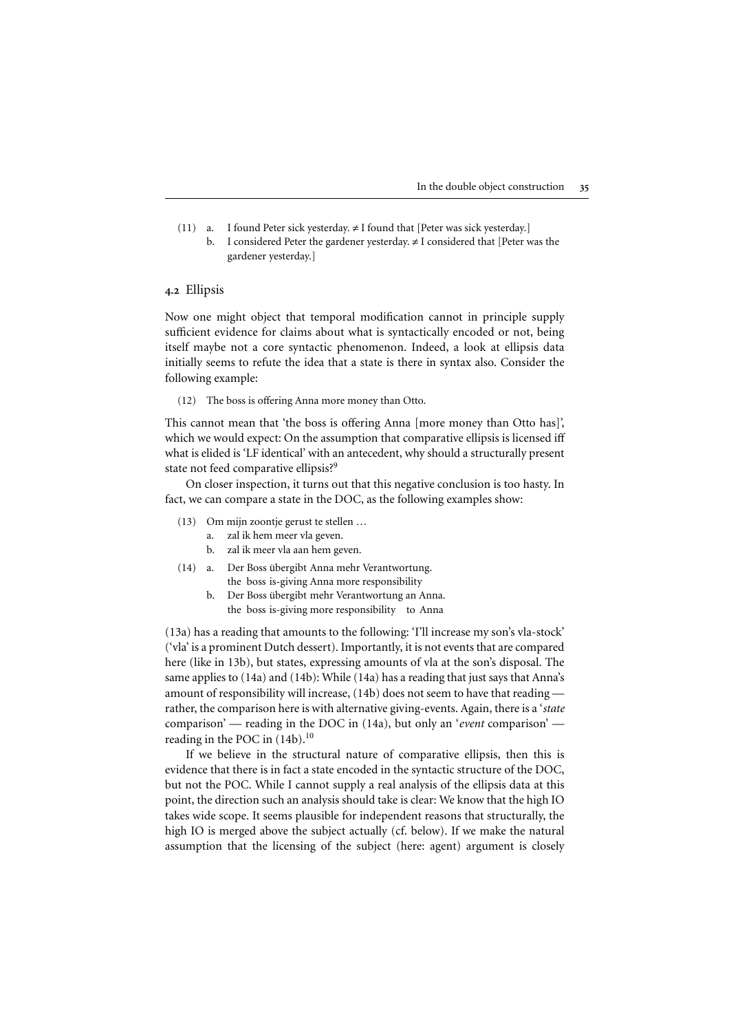(11) a. I found Peter sick yesterday. ≠ I found that [Peter was sick yesterday.]
     b. I considered Peter the gardener yesterday. ≠ I considered that [Peter was the gardener yesterday.]

## 4.2 Ellipsis

Now one might object that temporal modification cannot in principle supply sufficient evidence for claims about what is syntactically encoded or not, being itself maybe not a core syntactic phenomenon. Indeed, a look at ellipsis data initially seems to refute the idea that a state is there in syntax also. Consider the following example:

(12) The boss is offering Anna more money than Otto.

This cannot mean that 'the boss is offering Anna [more money than Otto has]', which we would expect: On the assumption that comparative ellipsis is licensed iff what is elided is 'LF identical' with an antecedent, why should a structurally present state not feed comparative ellipsis?[9]

On closer inspection, it turns out that this negative conclusion is too hasty. In fact, we can compare a state in the DOC, as the following examples show:

(13) Om mijn zoontje gerust te stellen …
  a. zal ik hem meer vla geven.
  b. zal ik meer vla aan hem geven.

(14) a. Der Boss übergibt Anna mehr Verantwortung.
     the boss is-giving Anna more responsibility
  b. Der Boss übergibt mehr Verantwortung an Anna.
     the boss is-giving more responsibility to Anna

(13a) has a reading that amounts to the following: 'I'll increase my son's vla-stock' ('vla' is a prominent Dutch dessert). Importantly, it is not events that are compared here (like in 13b), but states, expressing amounts of vla at the son's disposal. The same applies to (14a) and (14b): While (14a) has a reading that just says that Anna's amount of responsibility will increase, (14b) does not seem to have that reading — rather, the comparison here is with alternative giving-events. Again, there is a '*state* comparison' — reading in the DOC in (14a), but only an '*event* comparison' — reading in the POC in (14b).[10]

If we believe in the structural nature of comparative ellipsis, then this is evidence that there is in fact a state encoded in the syntactic structure of the DOC, but not the POC. While I cannot supply a real analysis of the ellipsis data at this point, the direction such an analysis should take is clear: We know that the high IO takes wide scope. It seems plausible for independent reasons that structurally, the high IO is merged above the subject actually (cf. below). If we make the natural assumption that the licensing of the subject (here: agent) argument is closely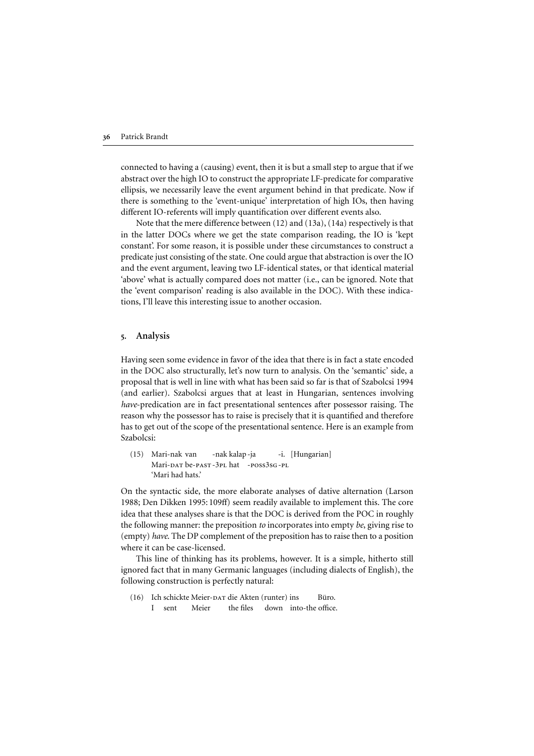connected to having a (causing) event, then it is but a small step to argue that if we abstract over the high IO to construct the appropriate LF-predicate for comparative ellipsis, we necessarily leave the event argument behind in that predicate. Now if there is something to the 'event-unique' interpretation of high IOs, then having different IO-referents will imply quantification over different events also.

Note that the mere difference between (12) and (13a), (14a) respectively is that in the latter DOCs where we get the state comparison reading, the IO is 'kept constant'. For some reason, it is possible under these circumstances to construct a predicate just consisting of the state. One could argue that abstraction is over the IO and the event argument, leaving two LF-identical states, or that identical material 'above' what is actually compared does not matter (i.e., can be ignored. Note that the 'event comparison' reading is also available in the DOC). With these indications, I'll leave this interesting issue to another occasion.

## 5. Analysis

Having seen some evidence in favor of the idea that there is in fact a state encoded in the DOC also structurally, let's now turn to analysis. On the 'semantic' side, a proposal that is well in line with what has been said so far is that of Szabolcsi 1994 (and earlier). Szabolcsi argues that at least in Hungarian, sentences involving *have*-predication are in fact presentational sentences after possessor raising. The reason why the possessor has to raise is precisely that it is quantified and therefore has to get out of the scope of the presentational sentence. Here is an example from Szabolcsi:

(15) Mari-nak van -nak kalap -ja -i. [Hungarian]
Mari-DAT be-PAST -3PL hat -POSS3SG -PL
'Mari had hats.'

On the syntactic side, the more elaborate analyses of dative alternation (Larson 1988; Den Dikken 1995: 109ff) seem readily available to implement this. The core idea that these analyses share is that the DOC is derived from the POC in roughly the following manner: the preposition *to* incorporates into empty *be*, giving rise to (empty) *have*. The DP complement of the preposition has to raise then to a position where it can be case-licensed.

This line of thinking has its problems, however. It is a simple, hitherto still ignored fact that in many Germanic languages (including dialects of English), the following construction is perfectly natural:

(16) Ich schickte Meier-DAT die Akten (runter) ins Büro.
I sent Meier the files down into-the office.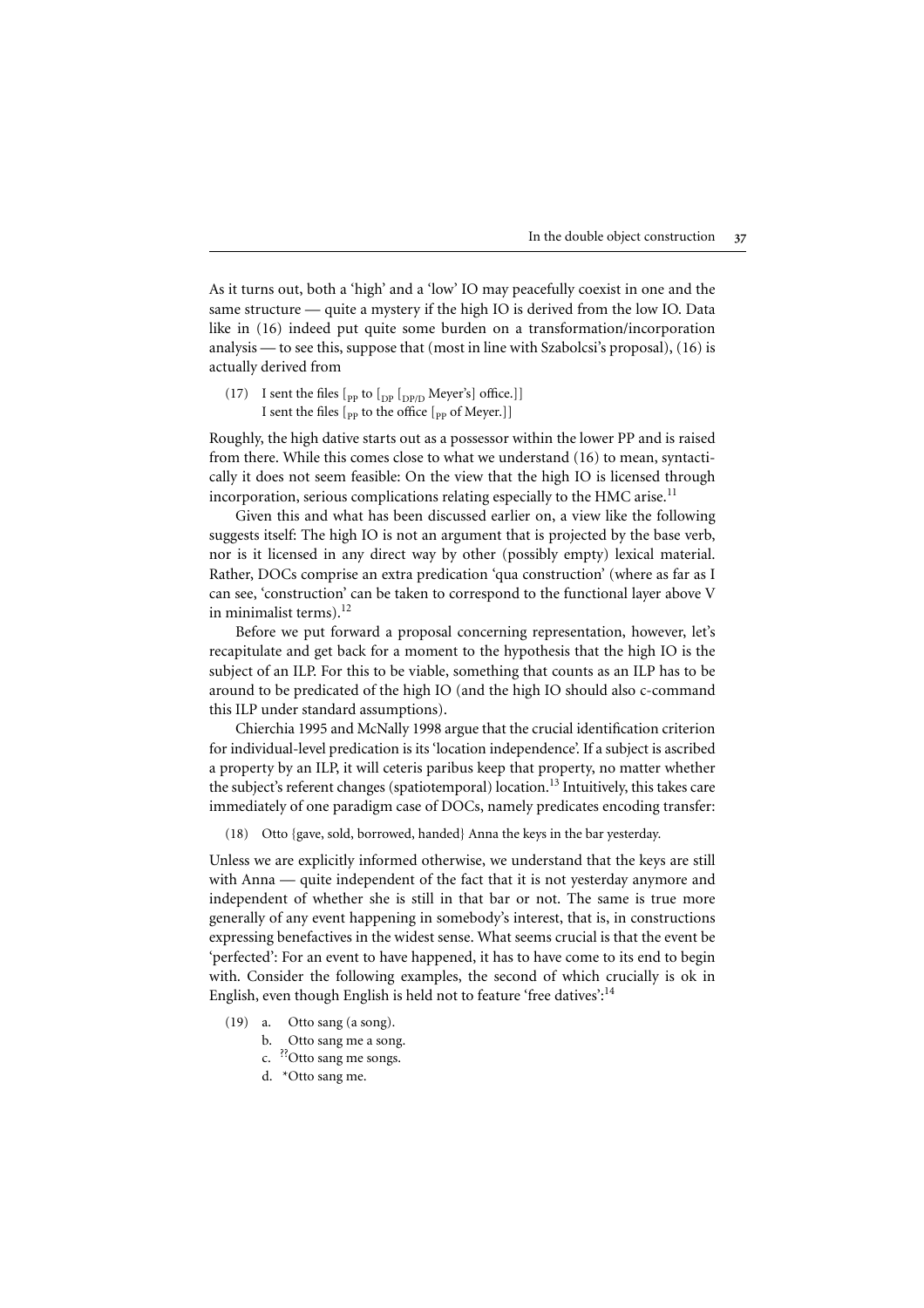As it turns out, both a 'high' and a 'low' IO may peacefully coexist in one and the same structure — quite a mystery if the high IO is derived from the low IO. Data like in (16) indeed put quite some burden on a transformation/incorporation analysis — to see this, suppose that (most in line with Szabolcsi's proposal), (16) is actually derived from

(17) I sent the files [$_{PP}$ to [$_{DP}$ [$_{DP/D}$ Meyer's] office.]]
 I sent the files [$_{PP}$ to the office [$_{PP}$ of Meyer.]]

Roughly, the high dative starts out as a possessor within the lower PP and is raised from there. While this comes close to what we understand (16) to mean, syntactically it does not seem feasible: On the view that the high IO is licensed through incorporation, serious complications relating especially to the HMC arise.[11]

Given this and what has been discussed earlier on, a view like the following suggests itself: The high IO is not an argument that is projected by the base verb, nor is it licensed in any direct way by other (possibly empty) lexical material. Rather, DOCs comprise an extra predication 'qua construction' (where as far as I can see, 'construction' can be taken to correspond to the functional layer above V in minimalist terms).[12]

Before we put forward a proposal concerning representation, however, let's recapitulate and get back for a moment to the hypothesis that the high IO is the subject of an ILP. For this to be viable, something that counts as an ILP has to be around to be predicated of the high IO (and the high IO should also c-command this ILP under standard assumptions).

Chierchia 1995 and McNally 1998 argue that the crucial identification criterion for individual-level predication is its 'location independence'. If a subject is ascribed a property by an ILP, it will ceteris paribus keep that property, no matter whether the subject's referent changes (spatiotemporal) location.[13] Intuitively, this takes care immediately of one paradigm case of DOCs, namely predicates encoding transfer:

(18) Otto {gave, sold, borrowed, handed} Anna the keys in the bar yesterday.

Unless we are explicitly informed otherwise, we understand that the keys are still with Anna — quite independent of the fact that it is not yesterday anymore and independent of whether she is still in that bar or not. The same is true more generally of any event happening in somebody's interest, that is, in constructions expressing benefactives in the widest sense. What seems crucial is that the event be 'perfected': For an event to have happened, it has to have come to its end to begin with. Consider the following examples, the second of which crucially is ok in English, even though English is held not to feature 'free datives':[14]

(19) a. Otto sang (a song).
 b. Otto sang me a song.
 c. ??Otto sang me songs.
 d. *Otto sang me.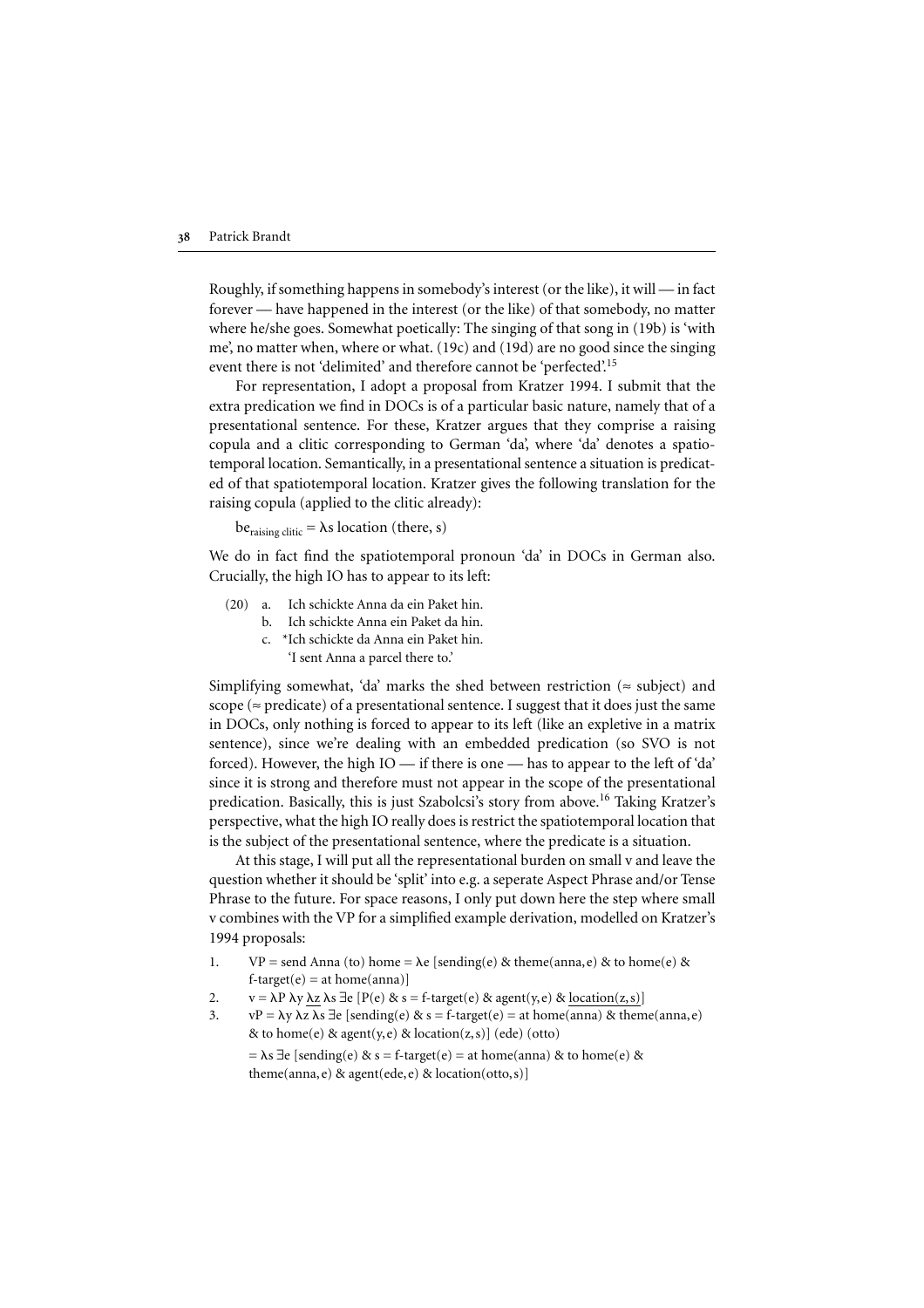Roughly, if something happens in somebody's interest (or the like), it will — in fact forever — have happened in the interest (or the like) of that somebody, no matter where he/she goes. Somewhat poetically: The singing of that song in (19b) is 'with me', no matter when, where or what. (19c) and (19d) are no good since the singing event there is not 'delimited' and therefore cannot be 'perfected'.[15]

For representation, I adopt a proposal from Kratzer 1994. I submit that the extra predication we find in DOCs is of a particular basic nature, namely that of a presentational sentence. For these, Kratzer argues that they comprise a raising copula and a clitic corresponding to German 'da', where 'da' denotes a spatiotemporal location. Semantically, in a presentational sentence a situation is predicated of that spatiotemporal location. Kratzer gives the following translation for the raising copula (applied to the clitic already):

$\text{be}_{\text{raising clitic}} = \lambda s$ location (there, s)

We do in fact find the spatiotemporal pronoun 'da' in DOCs in German also. Crucially, the high IO has to appear to its left:

(20) a. Ich schickte Anna da ein Paket hin.
 b. Ich schickte Anna ein Paket da hin.
 c. *Ich schickte da Anna ein Paket hin.
 'I sent Anna a parcel there to.'

Simplifying somewhat, 'da' marks the shed between restriction (≈ subject) and scope (≈ predicate) of a presentational sentence. I suggest that it does just the same in DOCs, only nothing is forced to appear to its left (like an expletive in a matrix sentence), since we're dealing with an embedded predication (so SVO is not forced). However, the high IO — if there is one — has to appear to the left of 'da' since it is strong and therefore must not appear in the scope of the presentational predication. Basically, this is just Szabolcsi's story from above.[16] Taking Kratzer's perspective, what the high IO really does is restrict the spatiotemporal location that is the subject of the presentational sentence, where the predicate is a situation.

At this stage, I will put all the representational burden on small v and leave the question whether it should be 'split' into e.g. a seperate Aspect Phrase and/or Tense Phrase to the future. For space reasons, I only put down here the step where small v combines with the VP for a simplified example derivation, modelled on Kratzer's 1994 proposals:

1. VP = send Anna (to) home = $\lambda e$ [sending(e) & theme(anna, e) & to home(e) & f-target(e) = at home(anna)]
2. v = $\lambda P\ \lambda y\ \underline{\lambda z}\ \lambda s\ \exists e$ [P(e) & s = f-target(e) & agent(y, e) & $\underline{\text{location}(z, s)}$]
3. vP = $\lambda y\ \lambda z\ \lambda s\ \exists e$ [sending(e) & s = f-target(e) = at home(anna) & theme(anna, e) & to home(e) & agent(y, e) & location(z, s)] (ede) (otto)

 = $\lambda s\ \exists e$ [sending(e) & s = f-target(e) = at home(anna) & to home(e) & theme(anna, e) & agent(ede, e) & location(otto, s)]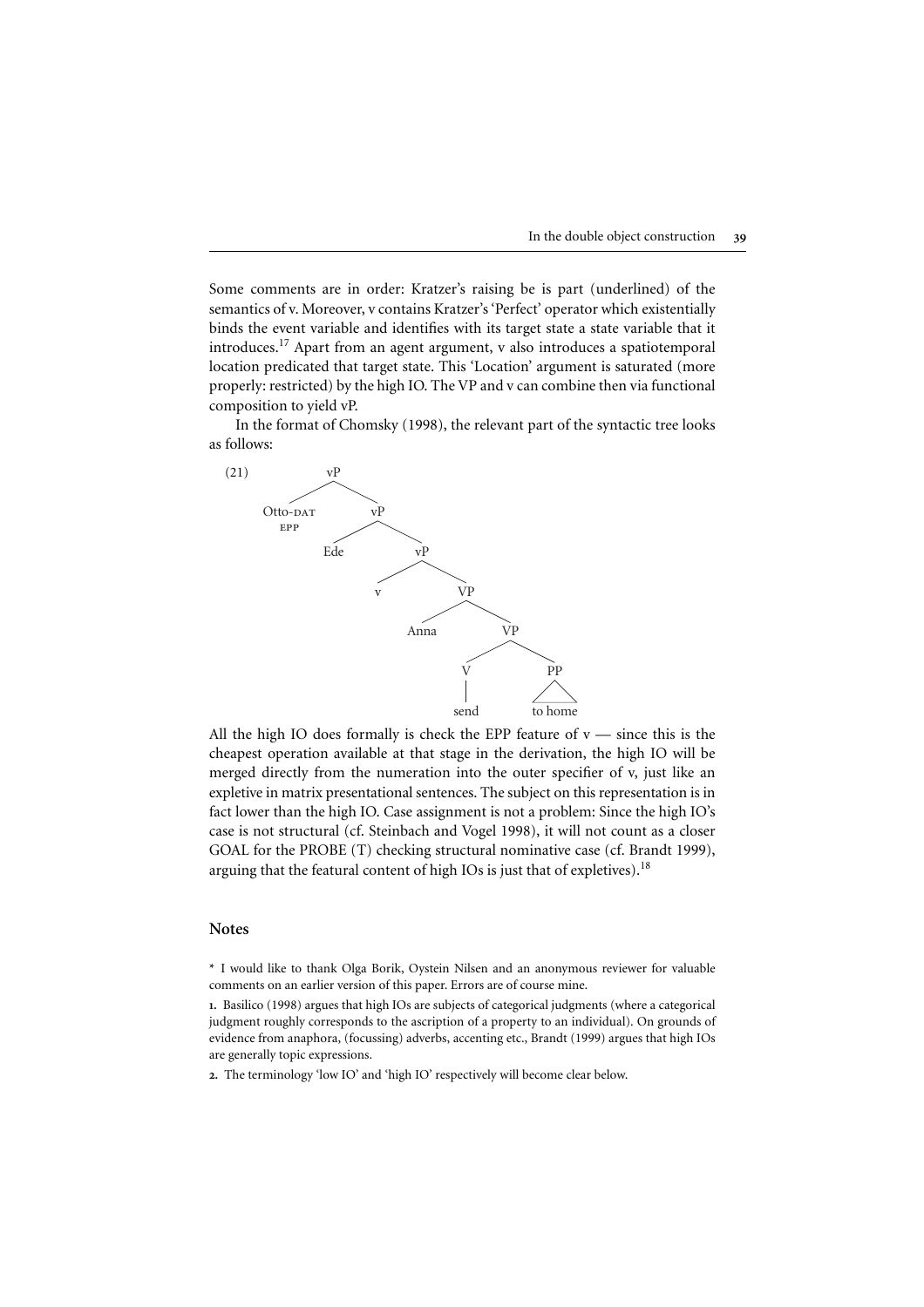Some comments are in order: Kratzer's raising be is part (underlined) of the semantics of v. Moreover, v contains Kratzer's 'Perfect' operator which existentially binds the event variable and identifies with its target state a state variable that it introduces.[17] Apart from an agent argument, v also introduces a spatiotemporal location predicated that target state. This 'Location' argument is saturated (more properly: restricted) by the high IO. The VP and v can combine then via functional composition to yield vP.

In the format of Chomsky (1998), the relevant part of the syntactic tree looks as follows:

(21)

```
                vP
               /  \
      Otto-DAT      vP
        EPP        /  \
                Ede    vP
                      /  \
                     v    VP
                         /  \
                     Anna    VP
                            /  \
                           V    PP
                           |    /\
                         send  to home
```

All the high IO does formally is check the EPP feature of v — since this is the cheapest operation available at that stage in the derivation, the high IO will be merged directly from the numeration into the outer specifier of v, just like an expletive in matrix presentational sentences. The subject on this representation is in fact lower than the high IO. Case assignment is not a problem: Since the high IO's case is not structural (cf. Steinbach and Vogel 1998), it will not count as a closer GOAL for the PROBE (T) checking structural nominative case (cf. Brandt 1999), arguing that the featural content of high IOs is just that of expletives).[18]

## Notes

\* I would like to thank Olga Borik, Oystein Nilsen and an anonymous reviewer for valuable comments on an earlier version of this paper. Errors are of course mine.

**1.** Basilico (1998) argues that high IOs are subjects of categorical judgments (where a categorical judgment roughly corresponds to the ascription of a property to an individual). On grounds of evidence from anaphora, (focussing) adverbs, accenting etc., Brandt (1999) argues that high IOs are generally topic expressions.

**2.** The terminology 'low IO' and 'high IO' respectively will become clear below.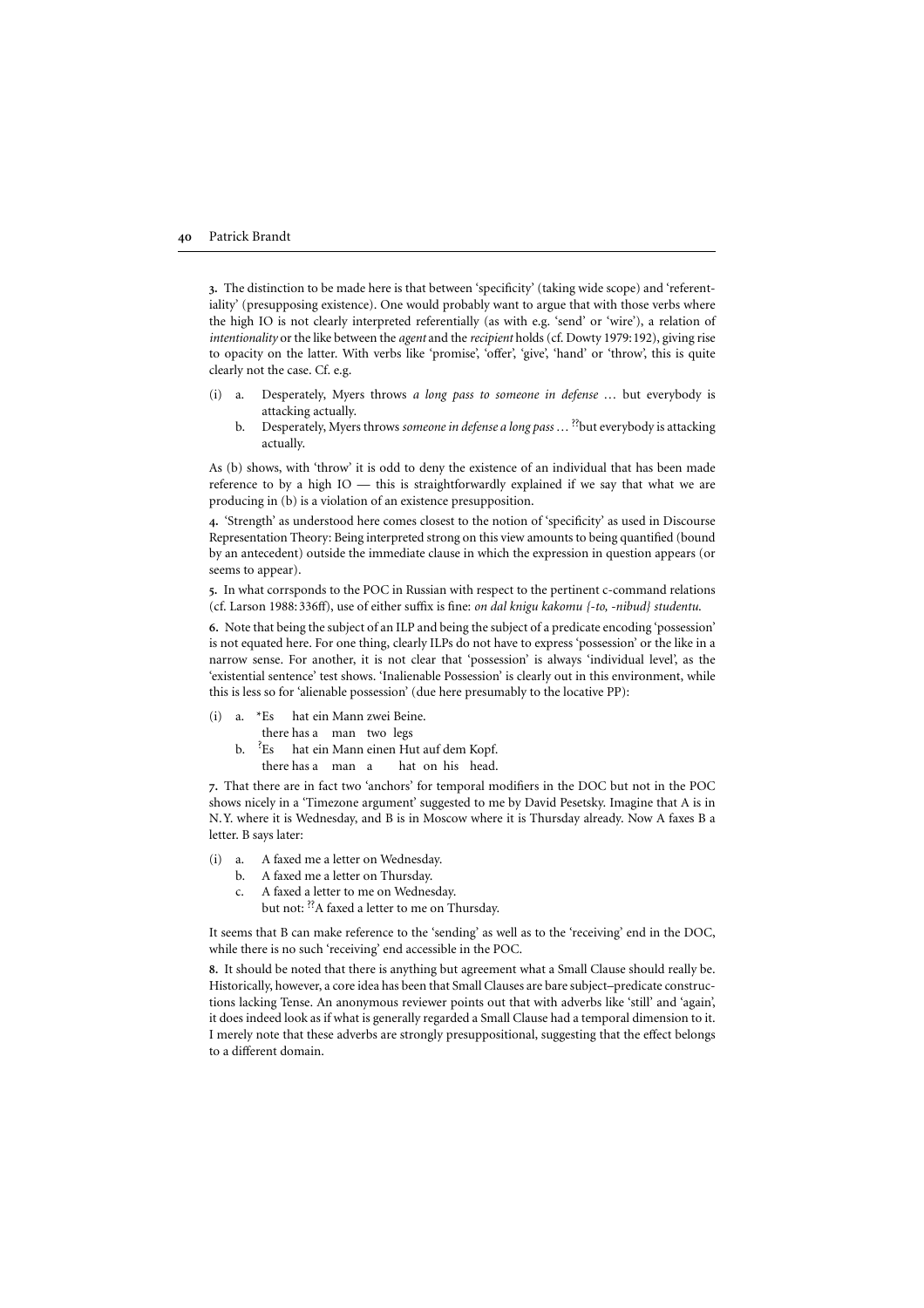**3.** The distinction to be made here is that between 'specificity' (taking wide scope) and 'referentiality' (presupposing existence). One would probably want to argue that with those verbs where the high IO is not clearly interpreted referentially (as with e.g. 'send' or 'wire'), a relation of *intentionality* or the like between the *agent* and the *recipient* holds (cf. Dowty 1979: 192), giving rise to opacity on the latter. With verbs like 'promise', 'offer', 'give', 'hand' or 'throw', this is quite clearly not the case. Cf. e.g.

(i) a. Desperately, Myers throws *a long pass to someone in defense* … but everybody is attacking actually.

b. Desperately, Myers throws *someone in defense a long pass* … ??but everybody is attacking actually.

As (b) shows, with 'throw' it is odd to deny the existence of an individual that has been made reference to by a high IO — this is straightforwardly explained if we say that what we are producing in (b) is a violation of an existence presupposition.

**4.** 'Strength' as understood here comes closest to the notion of 'specificity' as used in Discourse Representation Theory: Being interpreted strong on this view amounts to being quantified (bound by an antecedent) outside the immediate clause in which the expression in question appears (or seems to appear).

**5.** In what corrsponds to the POC in Russian with respect to the pertinent c-command relations (cf. Larson 1988: 336ff), use of either suffix is fine: *on dal knigu kakomu {-to, -nibud} studentu.*

**6.** Note that being the subject of an ILP and being the subject of a predicate encoding 'possession' is not equated here. For one thing, clearly ILPs do not have to express 'possession' or the like in a narrow sense. For another, it is not clear that 'possession' is always 'individual level', as the 'existential sentence' test shows. 'Inalienable Possession' is clearly out in this environment, while this is less so for 'alienable possession' (due here presumably to the locative PP):

(i) a. *Es hat ein Mann zwei Beine.
there has a man two legs

b. ?Es hat ein Mann einen Hut auf dem Kopf.
there has a man a hat on his head.

**7.** That there are in fact two 'anchors' for temporal modifiers in the DOC but not in the POC shows nicely in a 'Timezone argument' suggested to me by David Pesetsky. Imagine that A is in N.Y. where it is Wednesday, and B is in Moscow where it is Thursday already. Now A faxes B a letter. B says later:

(i) a. A faxed me a letter on Wednesday.

b. A faxed me a letter on Thursday.

c. A faxed a letter to me on Wednesday.
but not: ??A faxed a letter to me on Thursday.

It seems that B can make reference to the 'sending' as well as to the 'receiving' end in the DOC, while there is no such 'receiving' end accessible in the POC.

**8.** It should be noted that there is anything but agreement what a Small Clause should really be. Historically, however, a core idea has been that Small Clauses are bare subject–predicate constructions lacking Tense. An anonymous reviewer points out that with adverbs like 'still' and 'again', it does indeed look as if what is generally regarded a Small Clause had a temporal dimension to it. I merely note that these adverbs are strongly presuppositional, suggesting that the effect belongs to a different domain.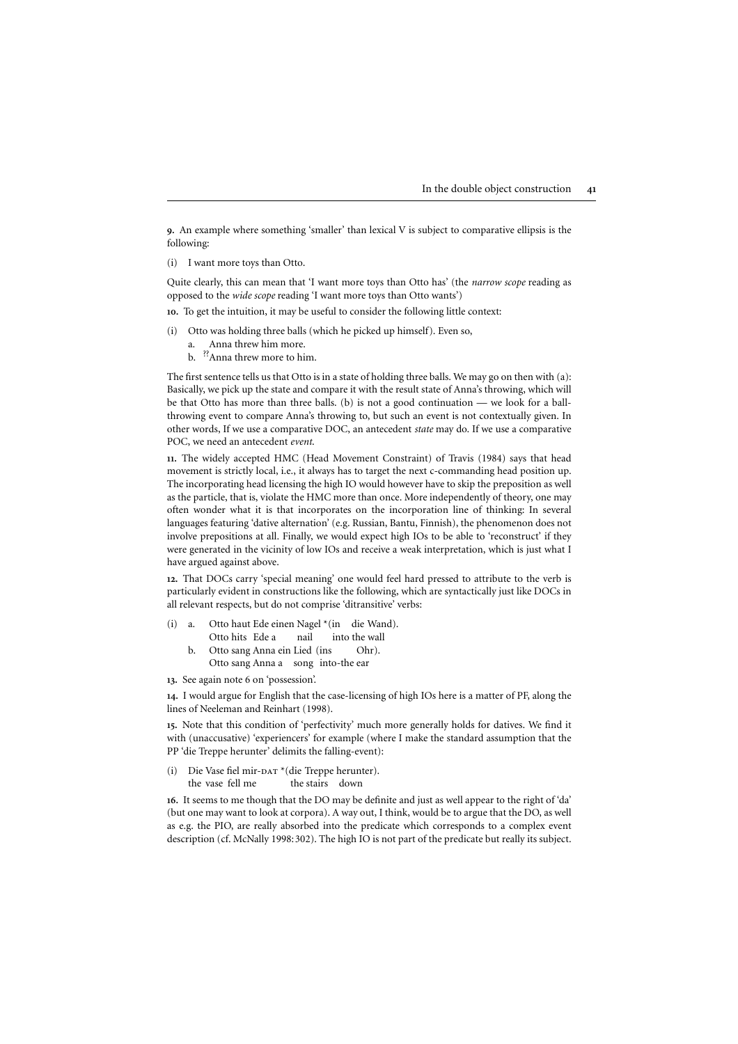**9.** An example where something 'smaller' than lexical V is subject to comparative ellipsis is the following:

(i) I want more toys than Otto.

Quite clearly, this can mean that 'I want more toys than Otto has' (the *narrow scope* reading as opposed to the *wide scope* reading 'I want more toys than Otto wants')

**10.** To get the intuition, it may be useful to consider the following little context:

(i) Otto was holding three balls (which he picked up himself). Even so,
  a. Anna threw him more.
  b. ??Anna threw more to him.

The first sentence tells us that Otto is in a state of holding three balls. We may go on then with (a): Basically, we pick up the state and compare it with the result state of Anna's throwing, which will be that Otto has more than three balls. (b) is not a good continuation — we look for a ball-throwing event to compare Anna's throwing to, but such an event is not contextually given. In other words, If we use a comparative DOC, an antecedent *state* may do. If we use a comparative POC, we need an antecedent *event*.

**11.** The widely accepted HMC (Head Movement Constraint) of Travis (1984) says that head movement is strictly local, i.e., it always has to target the next c-commanding head position up. The incorporating head licensing the high IO would however have to skip the preposition as well as the particle, that is, violate the HMC more than once. More independently of theory, one may often wonder what it is that incorporates on the incorporation line of thinking: In several languages featuring 'dative alternation' (e.g. Russian, Bantu, Finnish), the phenomenon does not involve prepositions at all. Finally, we would expect high IOs to be able to 'reconstruct' if they were generated in the vicinity of low IOs and receive a weak interpretation, which is just what I have argued against above.

**12.** That DOCs carry 'special meaning' one would feel hard pressed to attribute to the verb is particularly evident in constructions like the following, which are syntactically just like DOCs in all relevant respects, but do not comprise 'ditransitive' verbs:

(i) a. Otto haut Ede einen Nagel *(in die Wand).
    Otto hits Ede a nail into the wall
  b. Otto sang Anna ein Lied (ins Ohr).
    Otto sang Anna a song into-the ear

**13.** See again note 6 on 'possession'.

**14.** I would argue for English that the case-licensing of high IOs here is a matter of PF, along the lines of Neeleman and Reinhart (1998).

**15.** Note that this condition of 'perfectivity' much more generally holds for datives. We find it with (unaccusative) 'experiencers' for example (where I make the standard assumption that the PP 'die Treppe herunter' delimits the falling-event):

(i) Die Vase fiel mir-DAT *(die Treppe herunter).
  the vase fell me the stairs down

**16.** It seems to me though that the DO may be definite and just as well appear to the right of 'da' (but one may want to look at corpora). A way out, I think, would be to argue that the DO, as well as e.g. the PIO, are really absorbed into the predicate which corresponds to a complex event description (cf. McNally 1998: 302). The high IO is not part of the predicate but really its subject.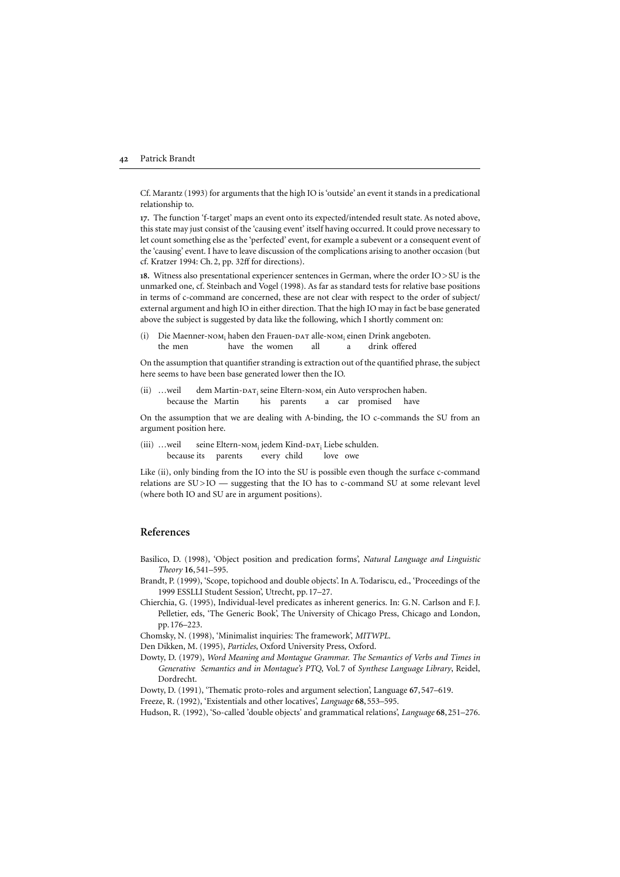Cf. Marantz (1993) for arguments that the high IO is 'outside' an event it stands in a predicational relationship to.

**17.** The function 'f-target' maps an event onto its expected/intended result state. As noted above, this state may just consist of the 'causing event' itself having occurred. It could prove necessary to let count something else as the 'perfected' event, for example a subevent or a consequent event of the 'causing' event. I have to leave discussion of the complications arising to another occasion (but cf. Kratzer 1994: Ch. 2, pp. 32ff for directions).

**18.** Witness also presentational experiencer sentences in German, where the order IO > SU is the unmarked one, cf. Steinbach and Vogel (1998). As far as standard tests for relative base positions in terms of c-command are concerned, these are not clear with respect to the order of subject/external argument and high IO in either direction. That the high IO may in fact be base generated above the subject is suggested by data like the following, which I shortly comment on:

(i) Die Maenner-NOM$_i$ haben den Frauen-DAT alle-NOM$_i$ einen Drink angeboten.
    the men have the women all a drink offered

On the assumption that quantifier stranding is extraction out of the quantified phrase, the subject here seems to have been base generated lower then the IO.

(ii) …weil dem Martin-DAT$_i$ seine Eltern-NOM$_i$ ein Auto versprochen haben.
    because the Martin his parents a car promised have

On the assumption that we are dealing with A-binding, the IO c-commands the SU from an argument position here.

(iii) …weil seine Eltern-NOM$_i$ jedem Kind-DAT$_i$ Liebe schulden.
    because its parents every child love owe

Like (ii), only binding from the IO into the SU is possible even though the surface c-command relations are SU > IO — suggesting that the IO has to c-command SU at some relevant level (where both IO and SU are in argument positions).

## References

Basilico, D. (1998), 'Object position and predication forms', *Natural Language and Linguistic Theory* **16**, 541–595.

Brandt, P. (1999), 'Scope, topichood and double objects'. In A. Todariscu, ed., 'Proceedings of the 1999 ESSLLI Student Session', Utrecht, pp. 17–27.

Chierchia, G. (1995), Individual-level predicates as inherent generics. In: G. N. Carlson and F. J. Pelletier, eds, 'The Generic Book', The University of Chicago Press, Chicago and London, pp. 176–223.

Chomsky, N. (1998), 'Minimalist inquiries: The framework', *MITWPL*.

Den Dikken, M. (1995), *Particles*, Oxford University Press, Oxford.

Dowty, D. (1979), *Word Meaning and Montague Grammar. The Semantics of Verbs and Times in Generative Semantics and in Montague's PTQ*, Vol. 7 of *Synthese Language Library*, Reidel, Dordrecht.

Dowty, D. (1991), 'Thematic proto-roles and argument selection', Language **67**, 547–619.

Freeze, R. (1992), 'Existentials and other locatives', *Language* **68**, 553–595.

Hudson, R. (1992), 'So-called 'double objects' and grammatical relations', *Language* **68**, 251–276.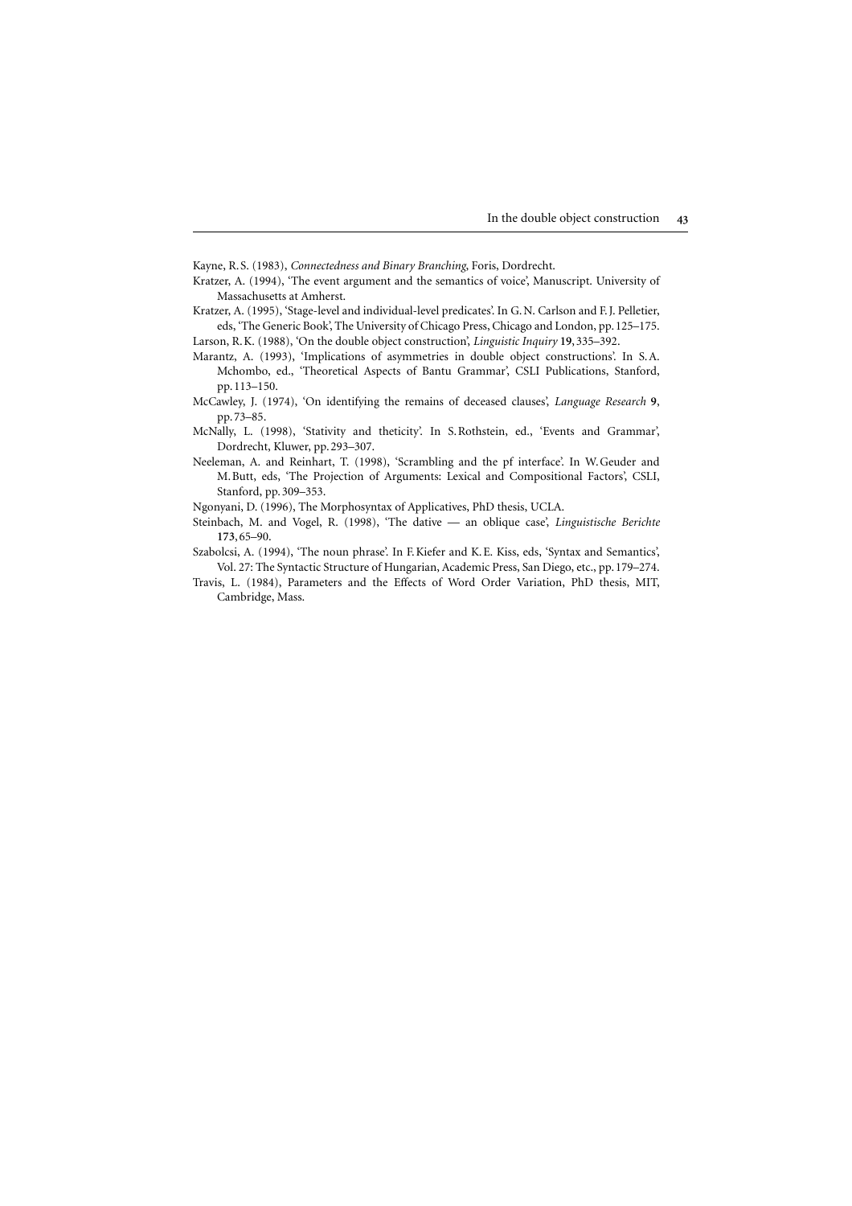Kayne, R. S. (1983), *Connectedness and Binary Branching*, Foris, Dordrecht.

Kratzer, A. (1994), 'The event argument and the semantics of voice', Manuscript. University of Massachusetts at Amherst.

Kratzer, A. (1995), 'Stage-level and individual-level predicates'. In G. N. Carlson and F. J. Pelletier, eds, 'The Generic Book', The University of Chicago Press, Chicago and London, pp. 125–175.

Larson, R. K. (1988), 'On the double object construction', *Linguistic Inquiry* **19**, 335–392.

Marantz, A. (1993), 'Implications of asymmetries in double object constructions'. In S. A. Mchombo, ed., 'Theoretical Aspects of Bantu Grammar', CSLI Publications, Stanford, pp. 113–150.

McCawley, J. (1974), 'On identifying the remains of deceased clauses', *Language Research* **9**, pp. 73–85.

McNally, L. (1998), 'Stativity and theticity'. In S. Rothstein, ed., 'Events and Grammar', Dordrecht, Kluwer, pp. 293–307.

Neeleman, A. and Reinhart, T. (1998), 'Scrambling and the pf interface'. In W. Geuder and M. Butt, eds, 'The Projection of Arguments: Lexical and Compositional Factors', CSLI, Stanford, pp. 309–353.

Ngonyani, D. (1996), The Morphosyntax of Applicatives, PhD thesis, UCLA.

Steinbach, M. and Vogel, R. (1998), 'The dative — an oblique case', *Linguistische Berichte* **173**, 65–90.

Szabolcsi, A. (1994), 'The noun phrase'. In F. Kiefer and K. E. Kiss, eds, 'Syntax and Semantics', Vol. 27: The Syntactic Structure of Hungarian, Academic Press, San Diego, etc., pp. 179–274.

Travis, L. (1984), Parameters and the Effects of Word Order Variation, PhD thesis, MIT, Cambridge, Mass.